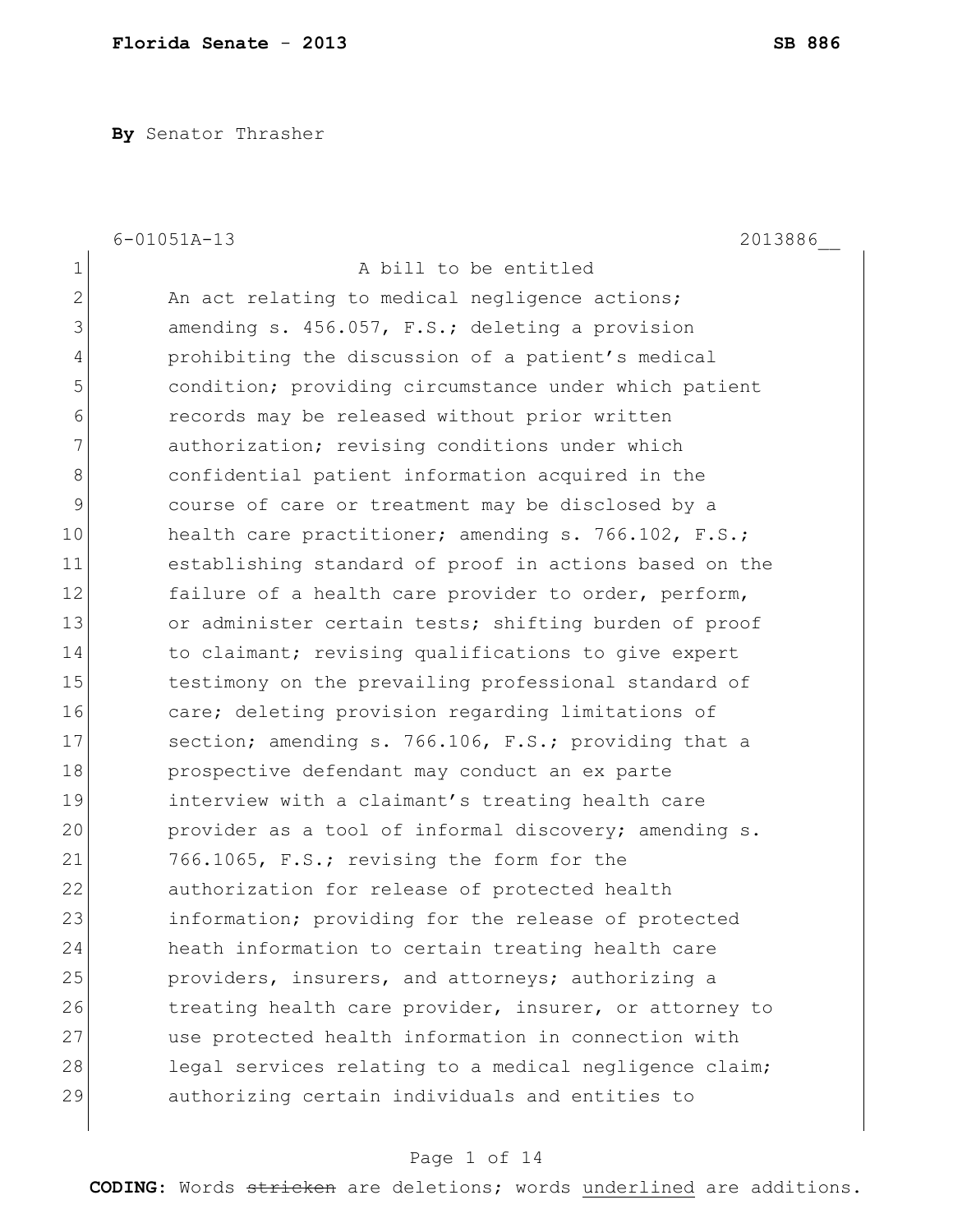**By** Senator Thrasher

6-01051A-13 2013886__

1 A bill to be entitled
2 An act relating to medical negligence actions;
3 amending s. 456.057, F.S.; deleting a provision
4 prohibiting the discussion of a patient's medical
5 condition; providing circumstance under which patient
6 records may be released without prior written
7 authorization; revising conditions under which
8 confidential patient information acquired in the
9 course of care or treatment may be disclosed by a
10 health care practitioner; amending s. 766.102, F.S.;
11 establishing standard of proof in actions based on the
12 failure of a health care provider to order, perform,
13 or administer certain tests; shifting burden of proof
14 to claimant; revising qualifications to give expert
15 testimony on the prevailing professional standard of
16 care; deleting provision regarding limitations of
17 section; amending s. 766.106, F.S.; providing that a
18 prospective defendant may conduct an ex parte
19 interview with a claimant's treating health care
20 provider as a tool of informal discovery; amending s.
21 766.1065, F.S.; revising the form for the
22 authorization for release of protected health
23 information; providing for the release of protected
24 heath information to certain treating health care
25 providers, insurers, and attorneys; authorizing a
26 treating health care provider, insurer, or attorney to
27 use protected health information in connection with
28 legal services relating to a medical negligence claim;
29 authorizing certain individuals and entities to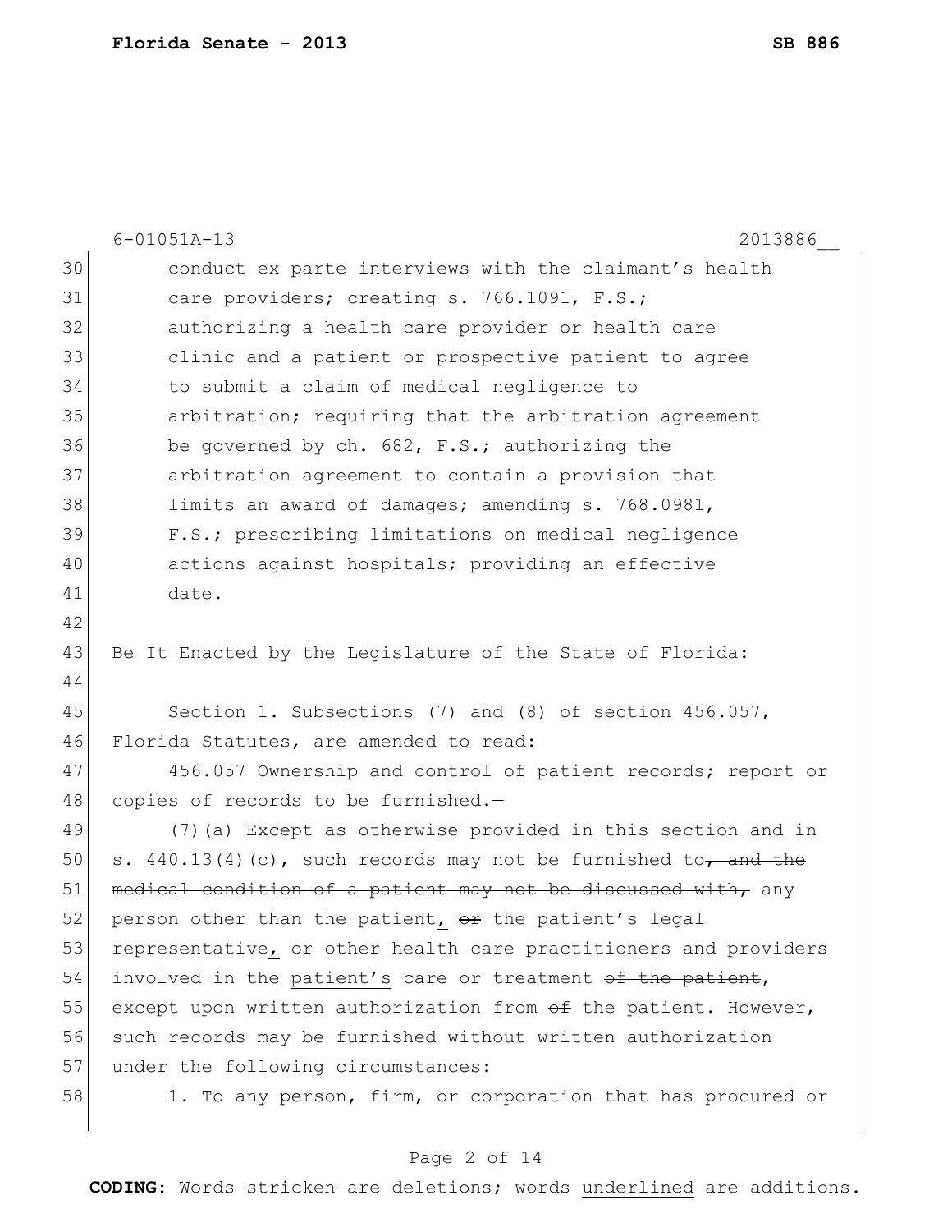6-01051A-13 2013886__

conduct ex parte interviews with the claimant's health care providers; creating s. 766.1091, F.S.; authorizing a health care provider or health care clinic and a patient or prospective patient to agree to submit a claim of medical negligence to arbitration; requiring that the arbitration agreement be governed by ch. 682, F.S.; authorizing the arbitration agreement to contain a provision that limits an award of damages; amending s. 768.0981, F.S.; prescribing limitations on medical negligence actions against hospitals; providing an effective date.

Be It Enacted by the Legislature of the State of Florida:

Section 1. Subsections (7) and (8) of section 456.057, Florida Statutes, are amended to read:

456.057 Ownership and control of patient records; report or copies of records to be furnished.—

(7)(a) Except as otherwise provided in this section and in s. 440.13(4)(c), such records may not be furnished to~~, and the medical condition of a patient may not be discussed with,~~ any person other than the patient, ~~or~~ the patient's legal representative, or other health care practitioners and providers involved in the patient's care or treatment ~~of the patient~~, except upon written authorization from ~~of~~ the patient. However, such records may be furnished without written authorization under the following circumstances:

1. To any person, firm, or corporation that has procured or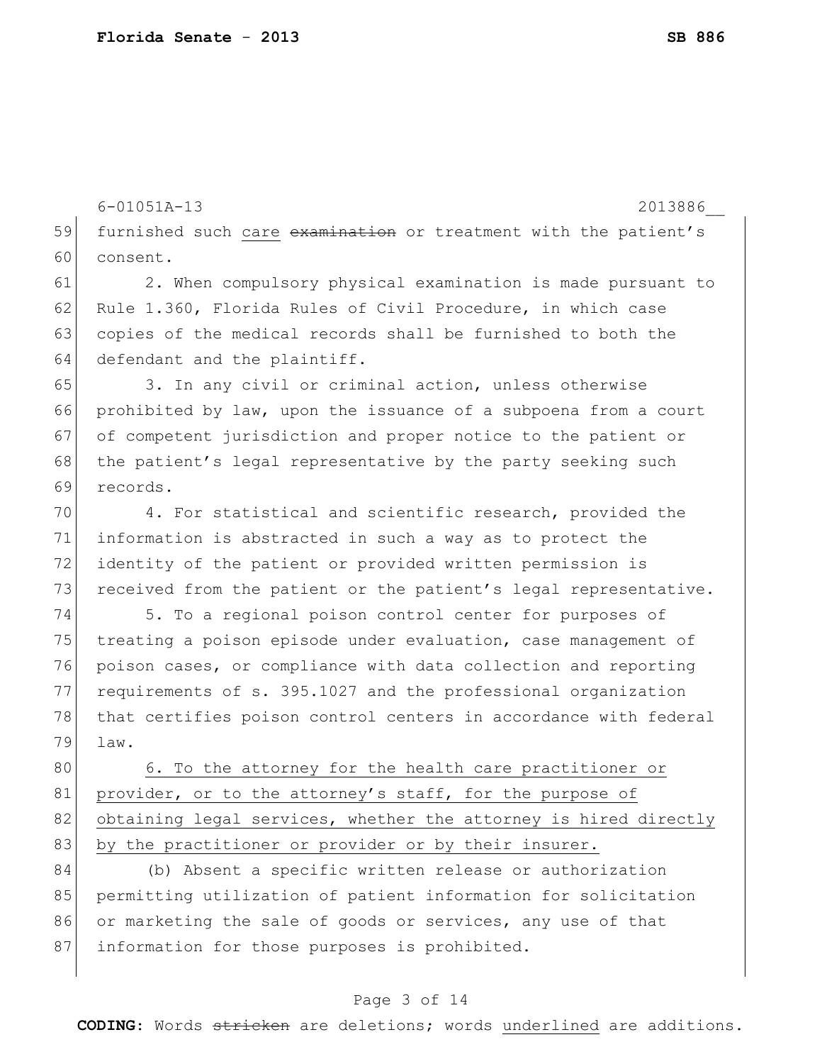6-01051A-13 2013886__

furnished such care ~~examination~~ or treatment with the patient's consent.

2. When compulsory physical examination is made pursuant to Rule 1.360, Florida Rules of Civil Procedure, in which case copies of the medical records shall be furnished to both the defendant and the plaintiff.

3. In any civil or criminal action, unless otherwise prohibited by law, upon the issuance of a subpoena from a court of competent jurisdiction and proper notice to the patient or the patient's legal representative by the party seeking such records.

4. For statistical and scientific research, provided the information is abstracted in such a way as to protect the identity of the patient or provided written permission is received from the patient or the patient's legal representative.

5. To a regional poison control center for purposes of treating a poison episode under evaluation, case management of poison cases, or compliance with data collection and reporting requirements of s. 395.1027 and the professional organization that certifies poison control centers in accordance with federal law.

<u>6. To the attorney for the health care practitioner or provider, or to the attorney's staff, for the purpose of obtaining legal services, whether the attorney is hired directly by the practitioner or provider or by their insurer.</u>

(b) Absent a specific written release or authorization permitting utilization of patient information for solicitation or marketing the sale of goods or services, any use of that information for those purposes is prohibited.

**CODING:** Words ~~stricken~~ are deletions; words <u>underlined</u> are additions.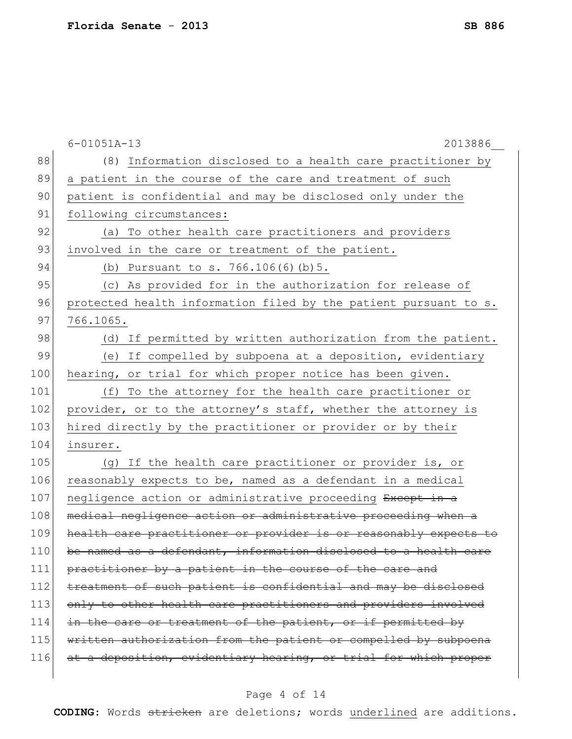6-01051A-13 2013886__

88 (8) Information disclosed to a health care practitioner by
89 a patient in the course of the care and treatment of such
90 patient is confidential and may be disclosed only under the
91 following circumstances:
92 (a) To other health care practitioners and providers
93 involved in the care or treatment of the patient.
94 (b) Pursuant to s. 766.106(6)(b)5.
95 (c) As provided for in the authorization for release of
96 protected health information filed by the patient pursuant to s.
97 766.1065.
98 (d) If permitted by written authorization from the patient.
99 (e) If compelled by subpoena at a deposition, evidentiary
100 hearing, or trial for which proper notice has been given.
101 (f) To the attorney for the health care practitioner or
102 provider, or to the attorney's staff, whether the attorney is
103 hired directly by the practitioner or provider or by their
104 insurer.
105 (g) If the health care practitioner or provider is, or
106 reasonably expects to be, named as a defendant in a medical
107 negligence action or administrative proceeding ~~Except in a~~
108 ~~medical negligence action or administrative proceeding when a~~
109 ~~health care practitioner or provider is or reasonably expects to~~
110 ~~be named as a defendant, information disclosed to a health care~~
111 ~~practitioner by a patient in the course of the care and~~
112 ~~treatment of such patient is confidential and may be disclosed~~
113 ~~only to other health care practitioners and providers involved~~
114 ~~in the care or treatment of the patient, or if permitted by~~
115 ~~written authorization from the patient or compelled by subpoena~~
116 ~~at a deposition, evidentiary hearing, or trial for which proper~~

**CODING:** Words ~~stricken~~ are deletions; words underlined are additions.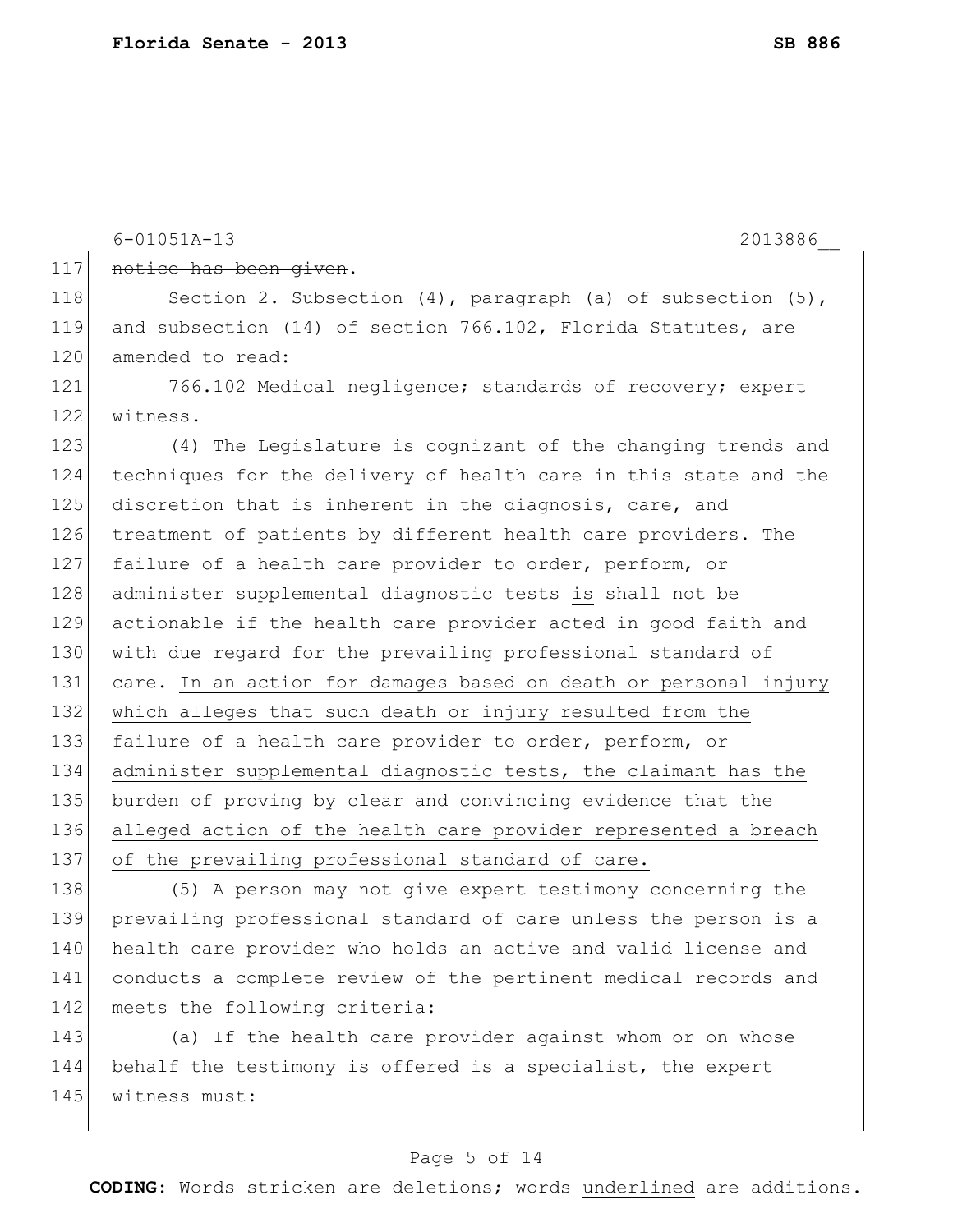~~notice has been given~~.

Section 2. Subsection (4), paragraph (a) of subsection (5), and subsection (14) of section 766.102, Florida Statutes, are amended to read:

766.102 Medical negligence; standards of recovery; expert witness.—

(4) The Legislature is cognizant of the changing trends and techniques for the delivery of health care in this state and the discretion that is inherent in the diagnosis, care, and treatment of patients by different health care providers. The failure of a health care provider to order, perform, or administer supplemental diagnostic tests <u>is</u> ~~shall~~ not ~~be~~ actionable if the health care provider acted in good faith and with due regard for the prevailing professional standard of care. <u>In an action for damages based on death or personal injury which alleges that such death or injury resulted from the failure of a health care provider to order, perform, or administer supplemental diagnostic tests, the claimant has the burden of proving by clear and convincing evidence that the alleged action of the health care provider represented a breach of the prevailing professional standard of care.</u>

(5) A person may not give expert testimony concerning the prevailing professional standard of care unless the person is a health care provider who holds an active and valid license and conducts a complete review of the pertinent medical records and meets the following criteria:

(a) If the health care provider against whom or on whose behalf the testimony is offered is a specialist, the expert witness must: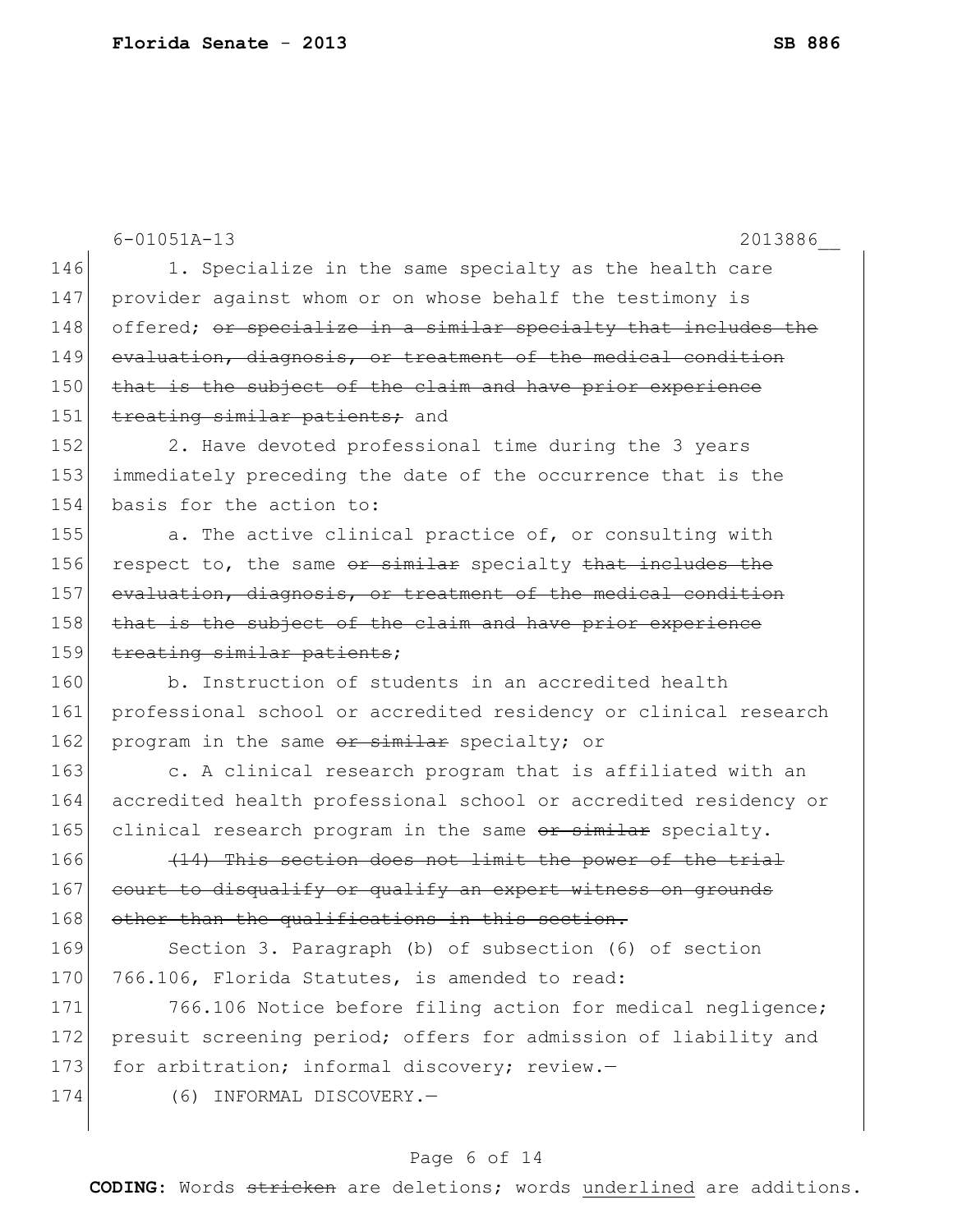1. Specialize in the same specialty as the health care provider against whom or on whose behalf the testimony is offered; ~~or specialize in a similar specialty that includes the evaluation, diagnosis, or treatment of the medical condition that is the subject of the claim and have prior experience treating similar patients;~~ and

2. Have devoted professional time during the 3 years immediately preceding the date of the occurrence that is the basis for the action to:

a. The active clinical practice of, or consulting with respect to, the same ~~or similar~~ specialty ~~that includes the evaluation, diagnosis, or treatment of the medical condition that is the subject of the claim and have prior experience treating similar patients~~;

b. Instruction of students in an accredited health professional school or accredited residency or clinical research program in the same ~~or similar~~ specialty; or

c. A clinical research program that is affiliated with an accredited health professional school or accredited residency or clinical research program in the same ~~or similar~~ specialty.

~~(14) This section does not limit the power of the trial court to disqualify or qualify an expert witness on grounds other than the qualifications in this section.~~

Section 3. Paragraph (b) of subsection (6) of section 766.106, Florida Statutes, is amended to read:

766.106 Notice before filing action for medical negligence; presuit screening period; offers for admission of liability and for arbitration; informal discovery; review.—

(6) INFORMAL DISCOVERY.—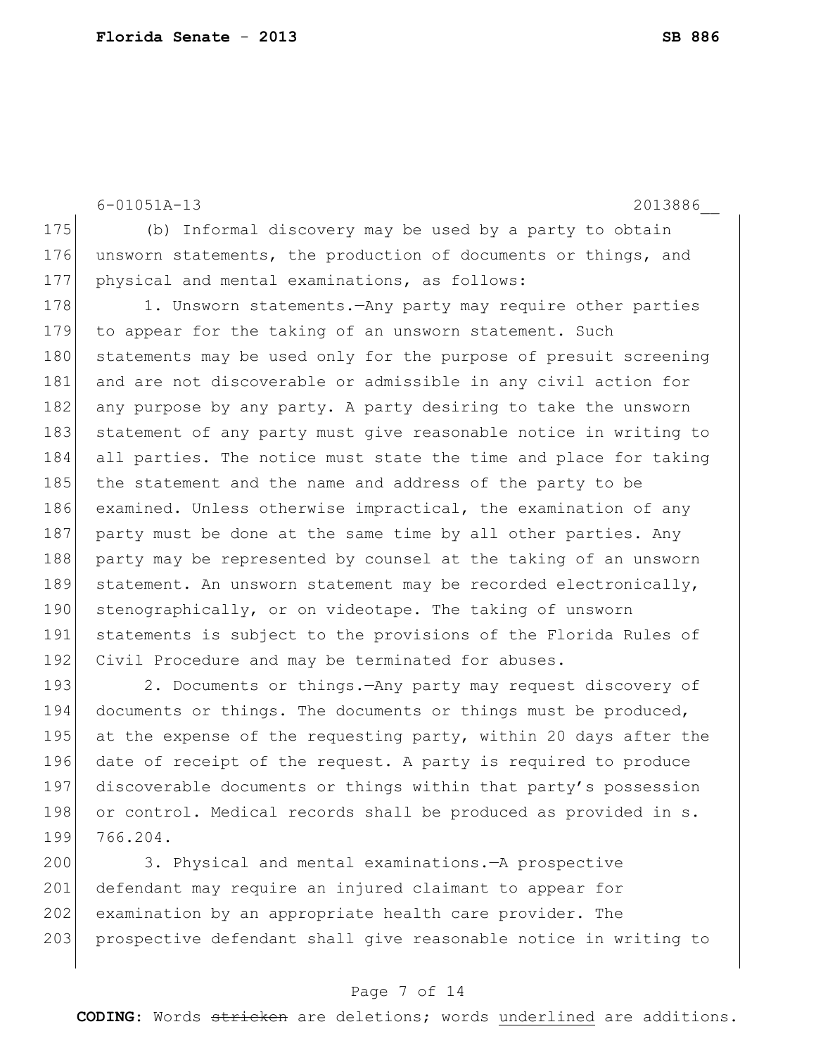(b) Informal discovery may be used by a party to obtain unsworn statements, the production of documents or things, and physical and mental examinations, as follows:

1. Unsworn statements.—Any party may require other parties to appear for the taking of an unsworn statement. Such statements may be used only for the purpose of presuit screening and are not discoverable or admissible in any civil action for any purpose by any party. A party desiring to take the unsworn statement of any party must give reasonable notice in writing to all parties. The notice must state the time and place for taking the statement and the name and address of the party to be examined. Unless otherwise impractical, the examination of any party must be done at the same time by all other parties. Any party may be represented by counsel at the taking of an unsworn statement. An unsworn statement may be recorded electronically, stenographically, or on videotape. The taking of unsworn statements is subject to the provisions of the Florida Rules of Civil Procedure and may be terminated for abuses.

2. Documents or things.—Any party may request discovery of documents or things. The documents or things must be produced, at the expense of the requesting party, within 20 days after the date of receipt of the request. A party is required to produce discoverable documents or things within that party's possession or control. Medical records shall be produced as provided in s. 766.204.

3. Physical and mental examinations.—A prospective defendant may require an injured claimant to appear for examination by an appropriate health care provider. The prospective defendant shall give reasonable notice in writing to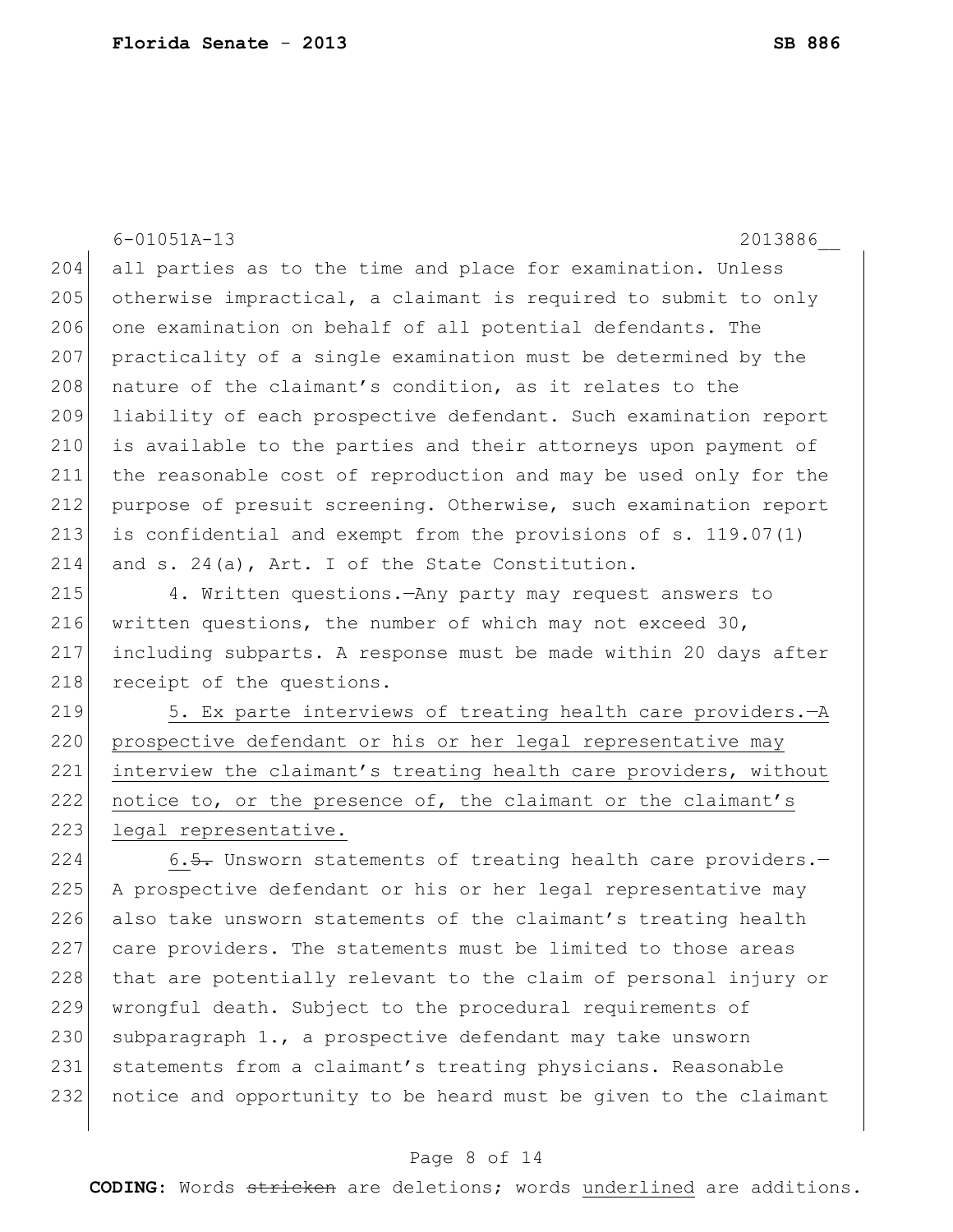all parties as to the time and place for examination. Unless otherwise impractical, a claimant is required to submit to only one examination on behalf of all potential defendants. The practicality of a single examination must be determined by the nature of the claimant's condition, as it relates to the liability of each prospective defendant. Such examination report is available to the parties and their attorneys upon payment of the reasonable cost of reproduction and may be used only for the purpose of presuit screening. Otherwise, such examination report is confidential and exempt from the provisions of s. 119.07(1) and s. 24(a), Art. I of the State Constitution.

4. Written questions.—Any party may request answers to written questions, the number of which may not exceed 30, including subparts. A response must be made within 20 days after receipt of the questions.

<u>5. Ex parte interviews of treating health care providers.—A prospective defendant or his or her legal representative may interview the claimant's treating health care providers, without notice to, or the presence of, the claimant or the claimant's legal representative.</u>

<u>6.</u>~~5.~~ Unsworn statements of treating health care providers.—A prospective defendant or his or her legal representative may also take unsworn statements of the claimant's treating health care providers. The statements must be limited to those areas that are potentially relevant to the claim of personal injury or wrongful death. Subject to the procedural requirements of subparagraph 1., a prospective defendant may take unsworn statements from a claimant's treating physicians. Reasonable notice and opportunity to be heard must be given to the claimant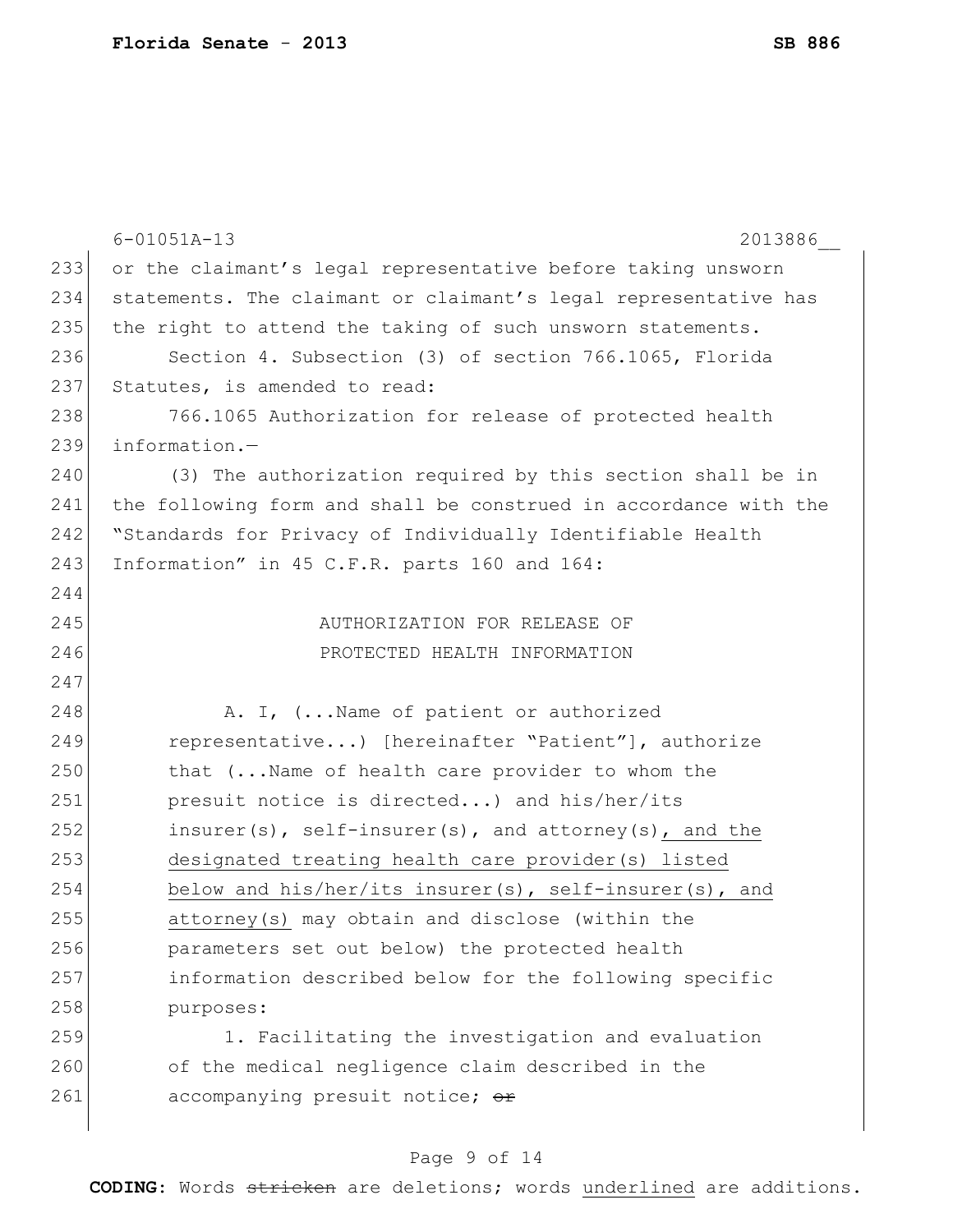or the claimant's legal representative before taking unsworn statements. The claimant or claimant's legal representative has the right to attend the taking of such unsworn statements.

Section 4. Subsection (3) of section 766.1065, Florida Statutes, is amended to read:

766.1065 Authorization for release of protected health information.—

(3) The authorization required by this section shall be in the following form and shall be construed in accordance with the "Standards for Privacy of Individually Identifiable Health Information" in 45 C.F.R. parts 160 and 164:

AUTHORIZATION FOR RELEASE OF
PROTECTED HEALTH INFORMATION

A. I, (...Name of patient or authorized representative...) [hereinafter "Patient"], authorize that (...Name of health care provider to whom the presuit notice is directed...) and his/her/its insurer(s), self-insurer(s), and attorney(s)<u>, and the designated treating health care provider(s) listed below and his/her/its insurer(s), self-insurer(s), and attorney(s)</u> may obtain and disclose (within the parameters set out below) the protected health information described below for the following specific purposes:

1. Facilitating the investigation and evaluation of the medical negligence claim described in the accompanying presuit notice; ~~or~~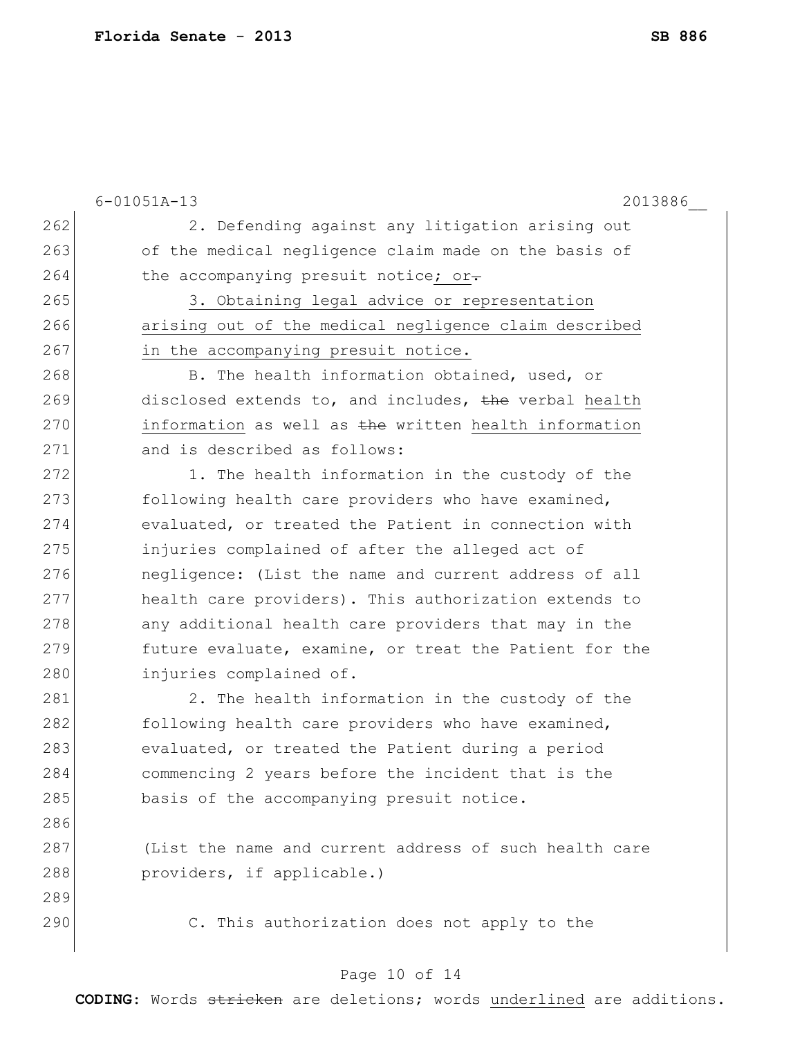6-01051A-13 2013886__

262 2. Defending against any litigation arising out
263 of the medical negligence claim made on the basis of
264 the accompanying presuit notice; or~~.~~
265 3. Obtaining legal advice or representation
266 arising out of the medical negligence claim described
267 in the accompanying presuit notice.
268 B. The health information obtained, used, or
269 disclosed extends to, and includes, ~~the~~ verbal health
270 information as well as ~~the~~ written health information
271 and is described as follows:
272 1. The health information in the custody of the
273 following health care providers who have examined,
274 evaluated, or treated the Patient in connection with
275 injuries complained of after the alleged act of
276 negligence: (List the name and current address of all
277 health care providers). This authorization extends to
278 any additional health care providers that may in the
279 future evaluate, examine, or treat the Patient for the
280 injuries complained of.
281 2. The health information in the custody of the
282 following health care providers who have examined,
283 evaluated, or treated the Patient during a period
284 commencing 2 years before the incident that is the
285 basis of the accompanying presuit notice.
286
287 (List the name and current address of such health care
288 providers, if applicable.)
289
290 C. This authorization does not apply to the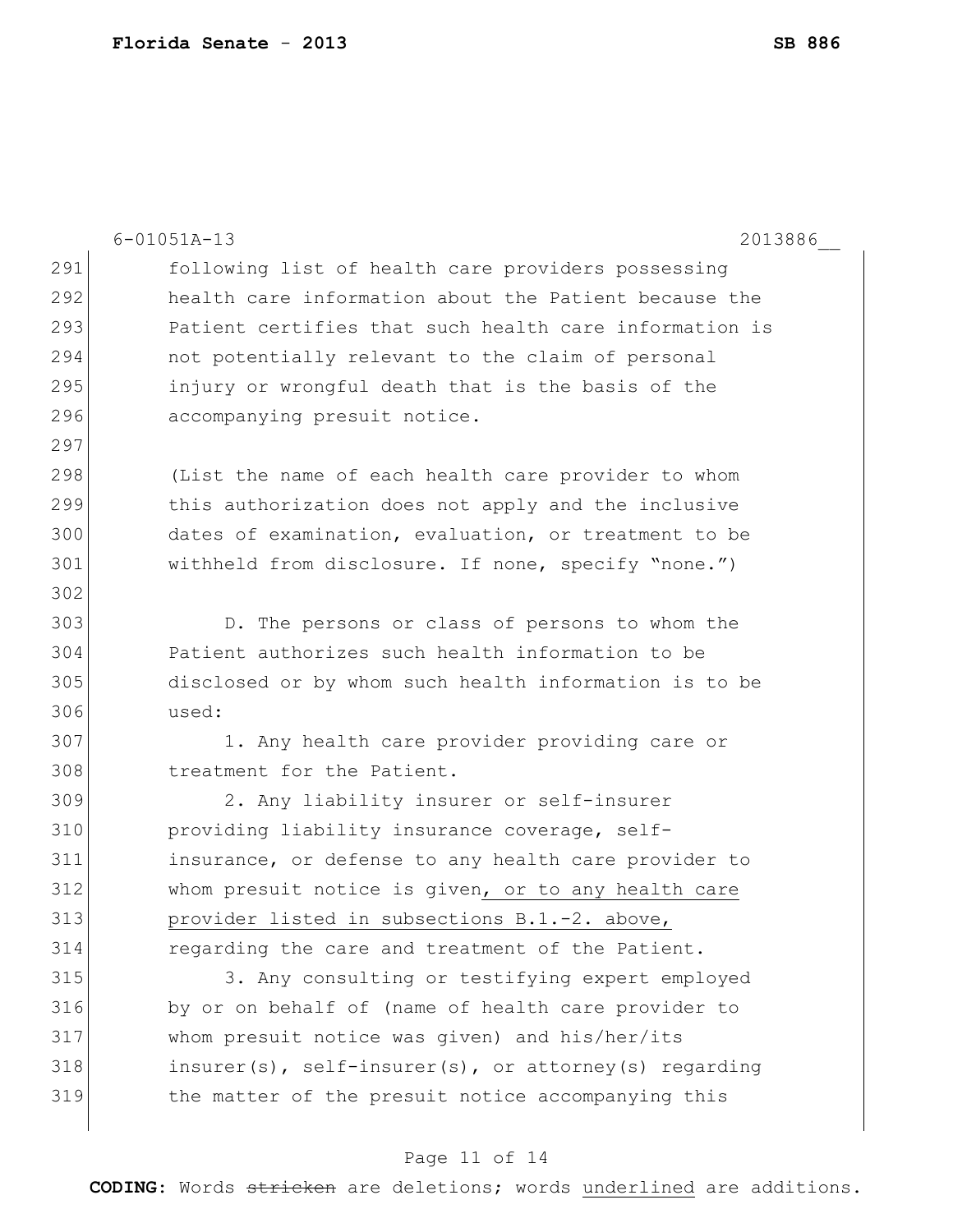following list of health care providers possessing health care information about the Patient because the Patient certifies that such health care information is not potentially relevant to the claim of personal injury or wrongful death that is the basis of the accompanying presuit notice.

(List the name of each health care provider to whom this authorization does not apply and the inclusive dates of examination, evaluation, or treatment to be withheld from disclosure. If none, specify "none.")

D. The persons or class of persons to whom the Patient authorizes such health information to be disclosed or by whom such health information is to be used:

1. Any health care provider providing care or treatment for the Patient.

2. Any liability insurer or self-insurer providing liability insurance coverage, self-insurance, or defense to any health care provider to whom presuit notice is given<u>, or to any health care provider listed in subsections B.1.-2. above,</u> regarding the care and treatment of the Patient.

3. Any consulting or testifying expert employed by or on behalf of (name of health care provider to whom presuit notice was given) and his/her/its insurer(s), self-insurer(s), or attorney(s) regarding the matter of the presuit notice accompanying this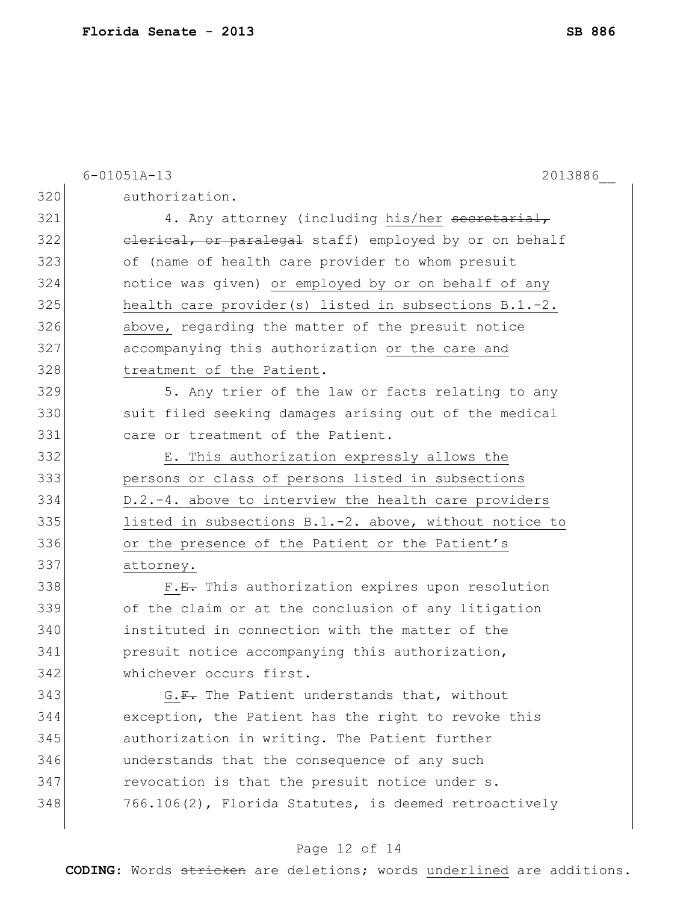6-01051A-13 2013886__

320 authorization.

321 4. Any attorney (including his/her ~~secretarial,~~
322 ~~clerical, or paralegal~~ staff) employed by or on behalf
323 of (name of health care provider to whom presuit
324 notice was given) <u>or employed by or on behalf of any</u>
325 <u>health care provider(s) listed in subsections B.1.-2.</u>
326 <u>above,</u> regarding the matter of the presuit notice
327 accompanying this authorization <u>or the care and</u>
328 <u>treatment of the Patient</u>.

329 5. Any trier of the law or facts relating to any
330 suit filed seeking damages arising out of the medical
331 care or treatment of the Patient.

332 <u>E. This authorization expressly allows the</u>
333 <u>persons or class of persons listed in subsections</u>
334 <u>D.2.-4. above to interview the health care providers</u>
335 <u>listed in subsections B.1.-2. above, without notice to</u>
336 <u>or the presence of the Patient or the Patient's</u>
337 <u>attorney.</u>

338 <u>F.</u>~~E.~~ This authorization expires upon resolution
339 of the claim or at the conclusion of any litigation
340 instituted in connection with the matter of the
341 presuit notice accompanying this authorization,
342 whichever occurs first.

343 <u>G.</u>~~F.~~ The Patient understands that, without
344 exception, the Patient has the right to revoke this
345 authorization in writing. The Patient further
346 understands that the consequence of any such
347 revocation is that the presuit notice under s.
348 766.106(2), Florida Statutes, is deemed retroactively

**CODING:** Words ~~stricken~~ are deletions; words <u>underlined</u> are additions.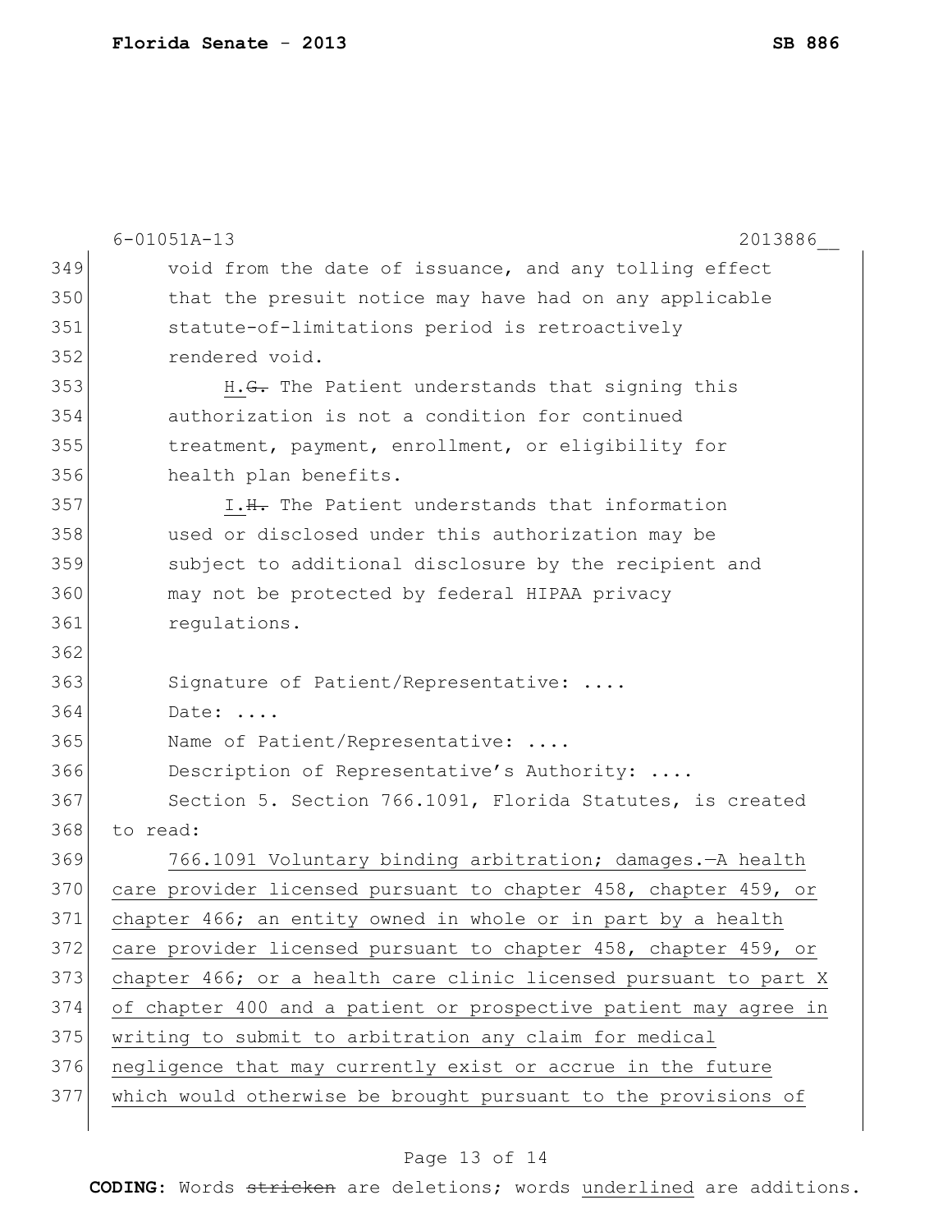6-01051A-13 2013886__

349 void from the date of issuance, and any tolling effect
350 that the presuit notice may have had on any applicable
351 statute-of-limitations period is retroactively
352 rendered void.

353 <u>H.</u>~~G.~~ The Patient understands that signing this
354 authorization is not a condition for continued
355 treatment, payment, enrollment, or eligibility for
356 health plan benefits.

357 <u>I.</u>~~H.~~ The Patient understands that information
358 used or disclosed under this authorization may be
359 subject to additional disclosure by the recipient and
360 may not be protected by federal HIPAA privacy
361 regulations.

362

363 Signature of Patient/Representative: ....
364 Date: ....
365 Name of Patient/Representative: ....
366 Description of Representative's Authority: ....

367 Section 5. Section 766.1091, Florida Statutes, is created
368 to read:

369 <u>766.1091 Voluntary binding arbitration; damages.—A health</u>
370 <u>care provider licensed pursuant to chapter 458, chapter 459, or</u>
371 <u>chapter 466; an entity owned in whole or in part by a health</u>
372 <u>care provider licensed pursuant to chapter 458, chapter 459, or</u>
373 <u>chapter 466; or a health care clinic licensed pursuant to part X</u>
374 <u>of chapter 400 and a patient or prospective patient may agree in</u>
375 <u>writing to submit to arbitration any claim for medical</u>
376 <u>negligence that may currently exist or accrue in the future</u>
377 <u>which would otherwise be brought pursuant to the provisions of</u>

**CODING:** Words ~~stricken~~ are deletions; words <u>underlined</u> are additions.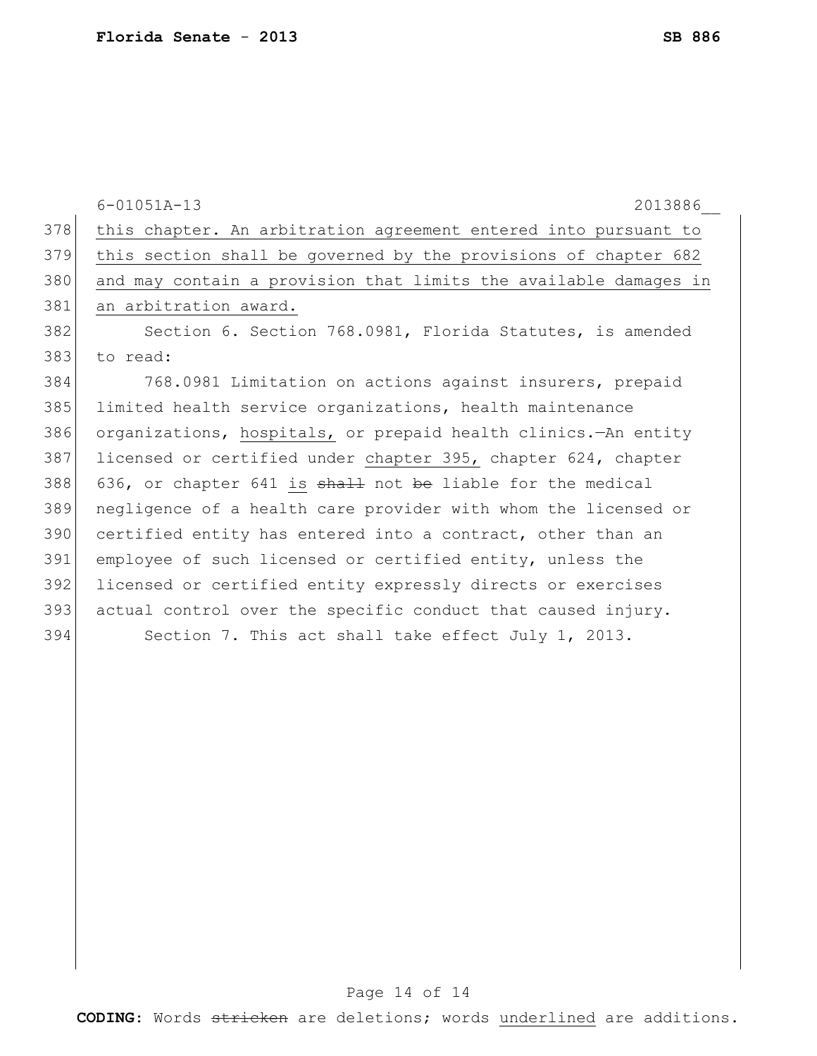<u>this chapter. An arbitration agreement entered into pursuant to this section shall be governed by the provisions of chapter 682 and may contain a provision that limits the available damages in an arbitration award.</u>

Section 6. Section 768.0981, Florida Statutes, is amended to read:

768.0981 Limitation on actions against insurers, prepaid limited health service organizations, health maintenance organizations, <u>hospitals,</u> or prepaid health clinics.—An entity licensed or certified under <u>chapter 395,</u> chapter 624, chapter 636, or chapter 641 <u>is</u> ~~shall~~ not ~~be~~ liable for the medical negligence of a health care provider with whom the licensed or certified entity has entered into a contract, other than an employee of such licensed or certified entity, unless the licensed or certified entity expressly directs or exercises actual control over the specific conduct that caused injury.

Section 7. This act shall take effect July 1, 2013.